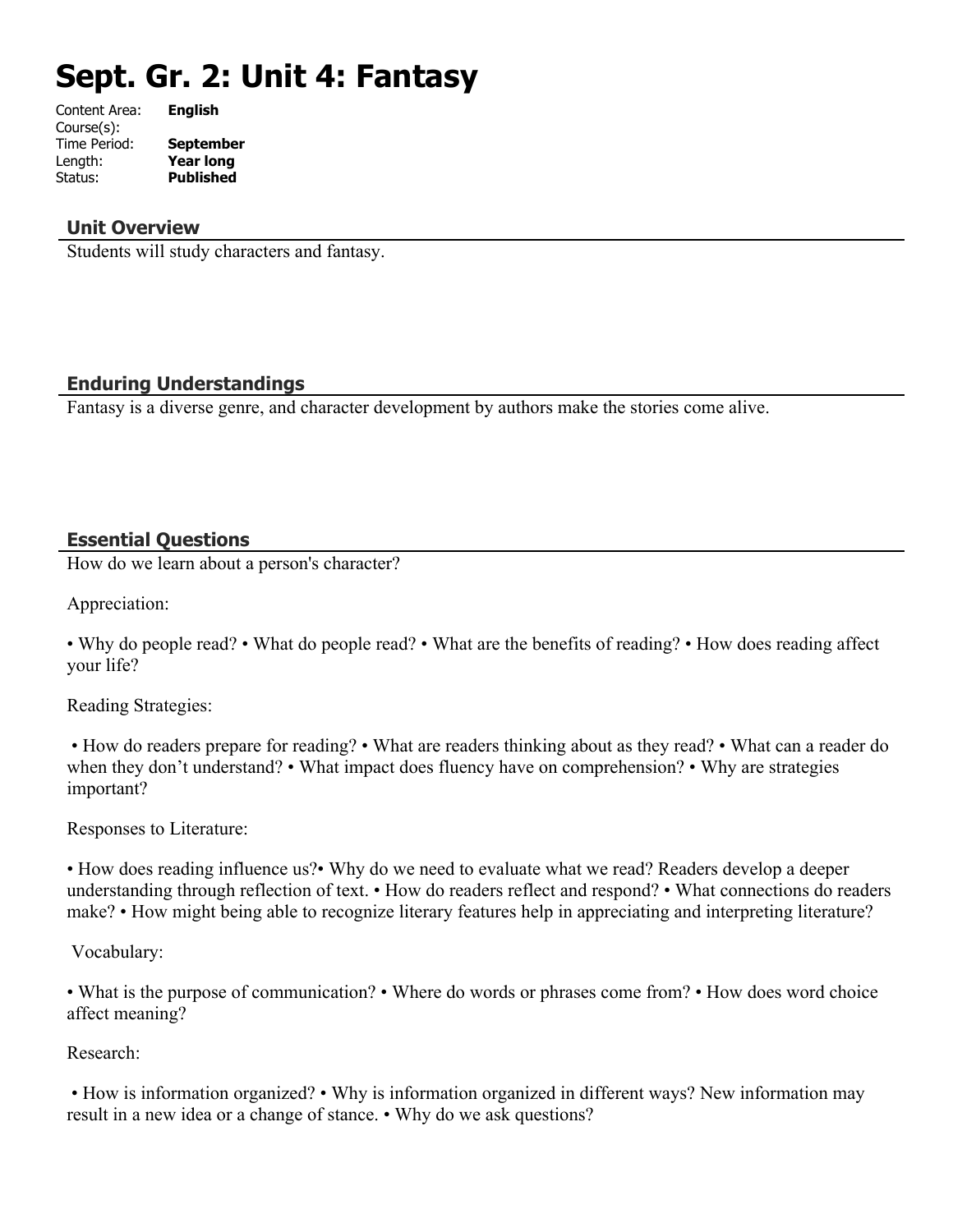# Sept. Gr. 2: Unit 4: Fantasy

Content Area: **English**
Course(s):
Time Period: **September**
Length: **Year long**
Status: **Published**

## Unit Overview

Students will study characters and fantasy.

## Enduring Understandings

Fantasy is a diverse genre, and character development by authors make the stories come alive.

## Essential Questions

How do we learn about a person's character?

Appreciation:

• Why do people read? • What do people read? • What are the benefits of reading? • How does reading affect your life?

Reading Strategies:

• How do readers prepare for reading? • What are readers thinking about as they read? • What can a reader do when they don't understand? • What impact does fluency have on comprehension? • Why are strategies important?

Responses to Literature:

• How does reading influence us?• Why do we need to evaluate what we read? Readers develop a deeper understanding through reflection of text. • How do readers reflect and respond? • What connections do readers make? • How might being able to recognize literary features help in appreciating and interpreting literature?

Vocabulary:

• What is the purpose of communication? • Where do words or phrases come from? • How does word choice affect meaning?

Research:

• How is information organized? • Why is information organized in different ways? New information may result in a new idea or a change of stance. • Why do we ask questions?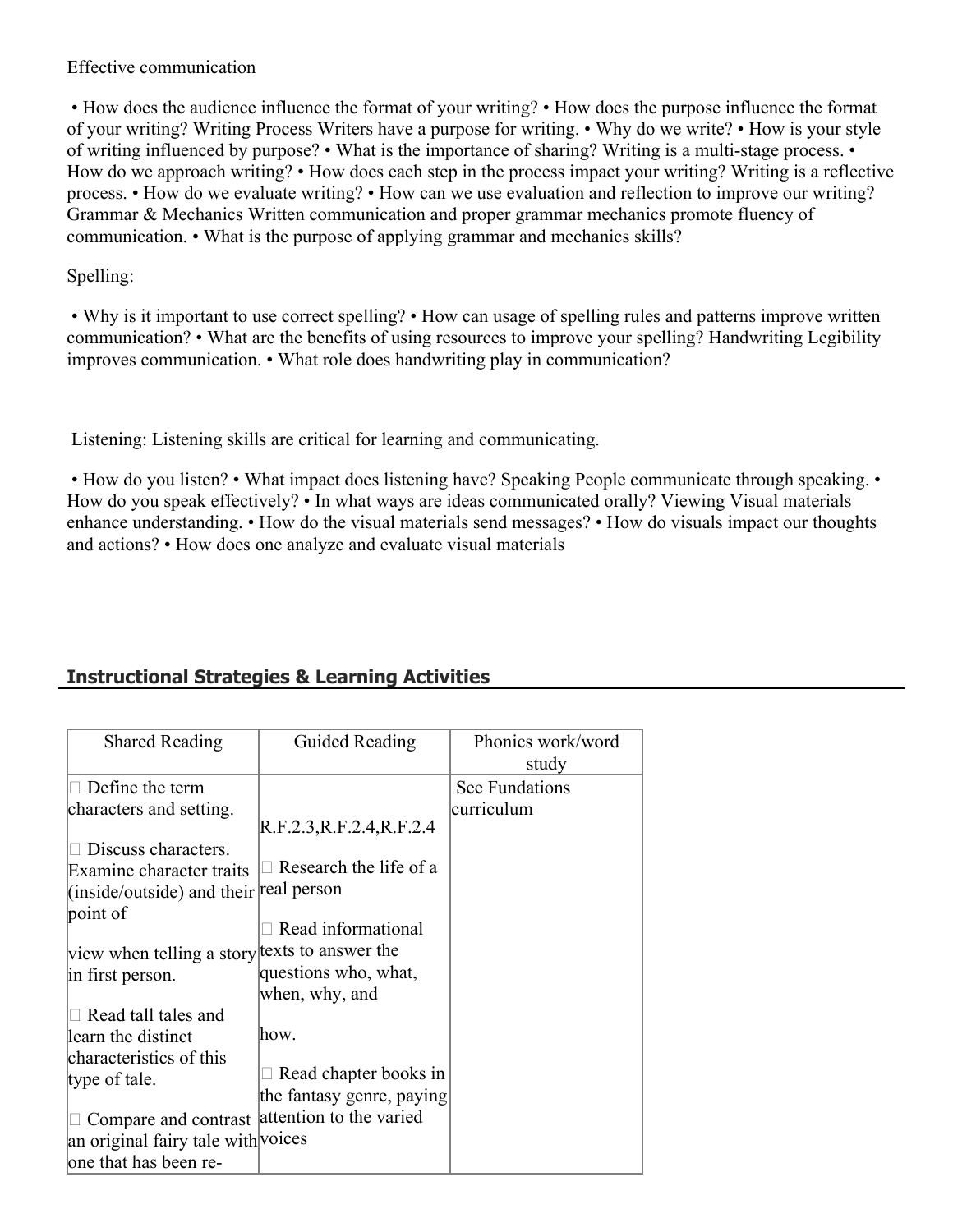Effective communication

• How does the audience influence the format of your writing? • How does the purpose influence the format of your writing? Writing Process Writers have a purpose for writing. • Why do we write? • How is your style of writing influenced by purpose? • What is the importance of sharing? Writing is a multi-stage process. • How do we approach writing? • How does each step in the process impact your writing? Writing is a reflective process. • How do we evaluate writing? • How can we use evaluation and reflection to improve our writing? Grammar & Mechanics Written communication and proper grammar mechanics promote fluency of communication. • What is the purpose of applying grammar and mechanics skills?

Spelling:

• Why is it important to use correct spelling? • How can usage of spelling rules and patterns improve written communication? • What are the benefits of using resources to improve your spelling? Handwriting Legibility improves communication. • What role does handwriting play in communication?

Listening: Listening skills are critical for learning and communicating.

• How do you listen? • What impact does listening have? Speaking People communicate through speaking. • How do you speak effectively? • In what ways are ideas communicated orally? Viewing Visual materials enhance understanding. • How do the visual materials send messages? • How do visuals impact our thoughts and actions? • How does one analyze and evaluate visual materials

## Instructional Strategies & Learning Activities

| Shared Reading | Guided Reading | Phonics work/word study |
|---|---|---|
| □ Define the term characters and setting.<br><br>□ Discuss characters. Examine character traits (inside/outside) and their point of view when telling a story in first person.<br><br>□ Read tall tales and learn the distinct characteristics of this type of tale.<br><br>□ Compare and contrast an original fairy tale with one that has been re- | R.F.2.3,R.F.2.4,R.F.2.4<br><br>□ Research the life of a real person<br><br>□ Read informational texts to answer the questions who, what, when, why, and how.<br><br>□ Read chapter books in the fantasy genre, paying attention to the varied voices | See Fundations curriculum |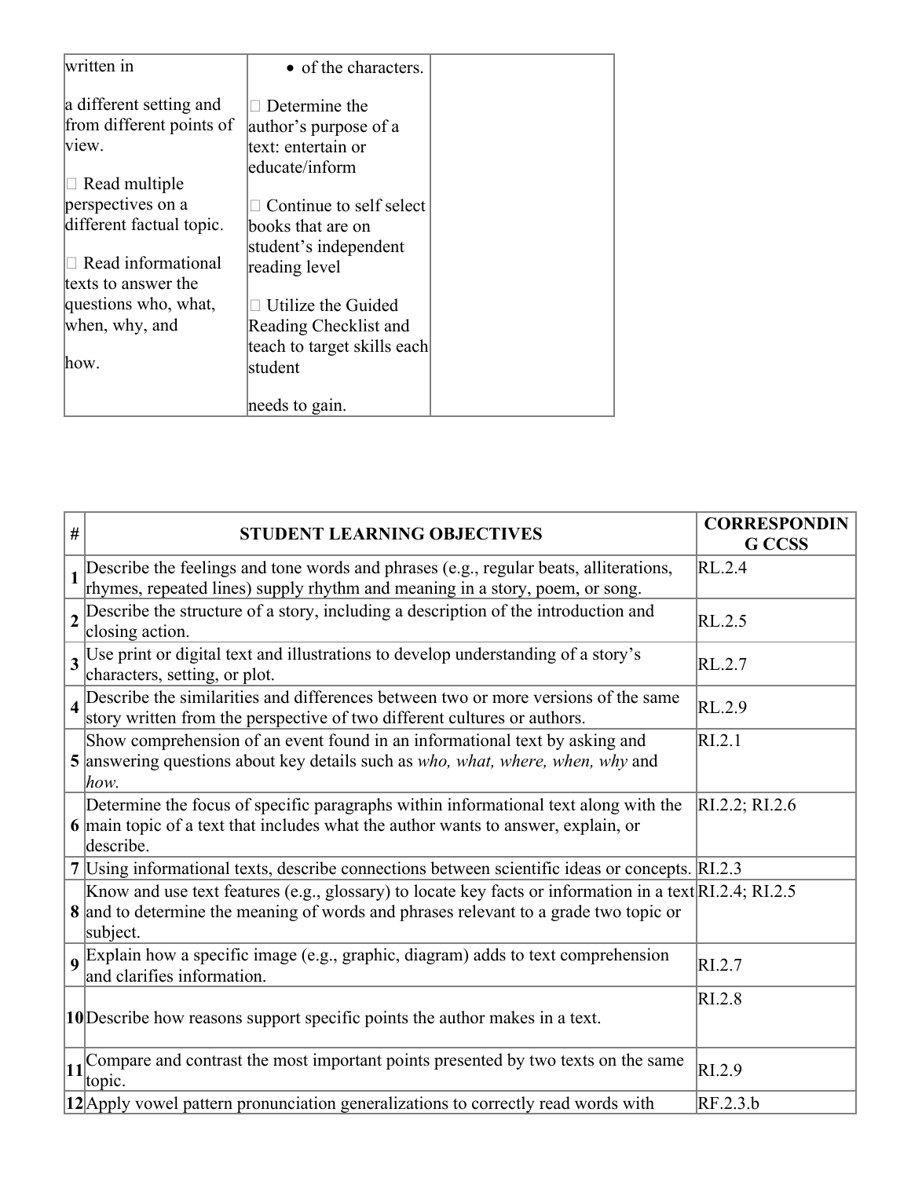| | | |
|---|---|---|
| written in<br><br>a different setting and from different points of view.<br><br> Read multiple perspectives on a different factual topic.<br><br> Read informational texts to answer the questions who, what, when, why, and<br><br>how. | • of the characters.<br><br> Determine the author's purpose of a text: entertain or educate/inform<br><br> Continue to self select books that are on student's independent reading level<br><br> Utilize the Guided Reading Checklist and teach to target skills each student<br><br>needs to gain. | |

| # | STUDENT LEARNING OBJECTIVES | CORRESPONDING CCSS |
|---|---|---|
| 1 | Describe the feelings and tone words and phrases (e.g., regular beats, alliterations, rhymes, repeated lines) supply rhythm and meaning in a story, poem, or song. | RL.2.4 |
| 2 | Describe the structure of a story, including a description of the introduction and closing action. | RL.2.5 |
| 3 | Use print or digital text and illustrations to develop understanding of a story's characters, setting, or plot. | RL.2.7 |
| 4 | Describe the similarities and differences between two or more versions of the same story written from the perspective of two different cultures or authors. | RL.2.9 |
| 5 | Show comprehension of an event found in an informational text by asking and answering questions about key details such as *who, what, where, when, why* and *how.* | RI.2.1 |
| 6 | Determine the focus of specific paragraphs within informational text along with the main topic of a text that includes what the author wants to answer, explain, or describe. | RI.2.2; RI.2.6 |
| 7 | Using informational texts, describe connections between scientific ideas or concepts. | RI.2.3 |
| 8 | Know and use text features (e.g., glossary) to locate key facts or information in a text and to determine the meaning of words and phrases relevant to a grade two topic or subject. | RI.2.4; RI.2.5 |
| 9 | Explain how a specific image (e.g., graphic, diagram) adds to text comprehension and clarifies information. | RI.2.7 |
| 10 | Describe how reasons support specific points the author makes in a text. | RI.2.8 |
| 11 | Compare and contrast the most important points presented by two texts on the same topic. | RI.2.9 |
| 12 | Apply vowel pattern pronunciation generalizations to correctly read words with | RF.2.3.b |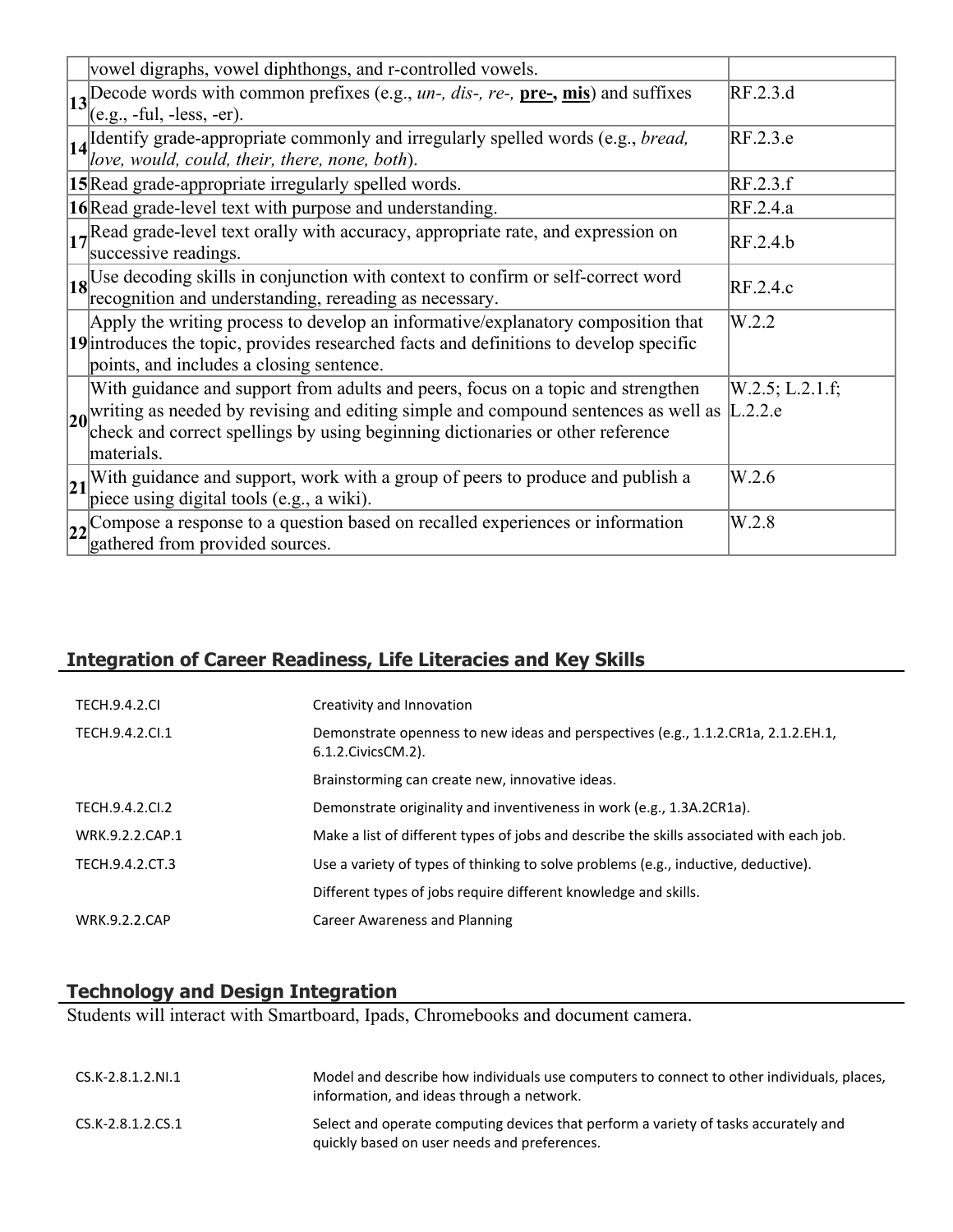| | | |
|---|---|---|
| | vowel digraphs, vowel diphthongs, and r-controlled vowels. | |
| **13** | Decode words with common prefixes (e.g., *un-, dis-, re-,* **pre-, mis**) and suffixes (e.g., -ful, -less, -er). | RF.2.3.d |
| **14** | Identify grade-appropriate commonly and irregularly spelled words (e.g., *bread, love, would, could, their, there, none, both*). | RF.2.3.e |
| **15** | Read grade-appropriate irregularly spelled words. | RF.2.3.f |
| **16** | Read grade-level text with purpose and understanding. | RF.2.4.a |
| **17** | Read grade-level text orally with accuracy, appropriate rate, and expression on successive readings. | RF.2.4.b |
| **18** | Use decoding skills in conjunction with context to confirm or self-correct word recognition and understanding, rereading as necessary. | RF.2.4.c |
| **19** | Apply the writing process to develop an informative/explanatory composition that introduces the topic, provides researched facts and definitions to develop specific points, and includes a closing sentence. | W.2.2 |
| **20** | With guidance and support from adults and peers, focus on a topic and strengthen writing as needed by revising and editing simple and compound sentences as well as check and correct spellings by using beginning dictionaries or other reference materials. | W.2.5; L.2.1.f; L.2.2.e |
| **21** | With guidance and support, work with a group of peers to produce and publish a piece using digital tools (e.g., a wiki). | W.2.6 |
| **22** | Compose a response to a question based on recalled experiences or information gathered from provided sources. | W.2.8 |

## Integration of Career Readiness, Life Literacies and Key Skills

| | |
|---|---|
| TECH.9.4.2.CI | Creativity and Innovation |
| TECH.9.4.2.CI.1 | Demonstrate openness to new ideas and perspectives (e.g., 1.1.2.CR1a, 2.1.2.EH.1, 6.1.2.CivicsCM.2). |
| | Brainstorming can create new, innovative ideas. |
| TECH.9.4.2.CI.2 | Demonstrate originality and inventiveness in work (e.g., 1.3A.2CR1a). |
| WRK.9.2.2.CAP.1 | Make a list of different types of jobs and describe the skills associated with each job. |
| TECH.9.4.2.CT.3 | Use a variety of types of thinking to solve problems (e.g., inductive, deductive). |
| | Different types of jobs require different knowledge and skills. |
| WRK.9.2.2.CAP | Career Awareness and Planning |

## Technology and Design Integration

Students will interact with Smartboard, Ipads, Chromebooks and document camera.

| | |
|---|---|
| CS.K-2.8.1.2.NI.1 | Model and describe how individuals use computers to connect to other individuals, places, information, and ideas through a network. |
| CS.K-2.8.1.2.CS.1 | Select and operate computing devices that perform a variety of tasks accurately and quickly based on user needs and preferences. |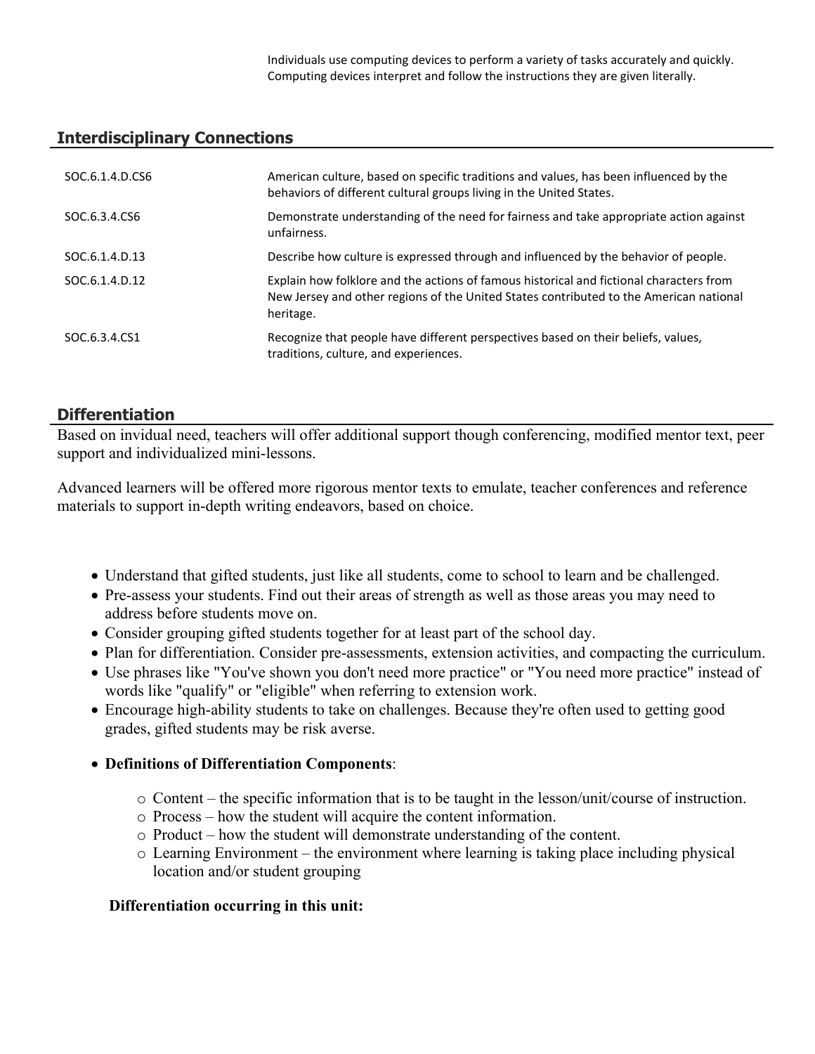Individuals use computing devices to perform a variety of tasks accurately and quickly. Computing devices interpret and follow the instructions they are given literally.

## Interdisciplinary Connections

| | |
|---|---|
| SOC.6.1.4.D.CS6 | American culture, based on specific traditions and values, has been influenced by the behaviors of different cultural groups living in the United States. |
| SOC.6.3.4.CS6 | Demonstrate understanding of the need for fairness and take appropriate action against unfairness. |
| SOC.6.1.4.D.13 | Describe how culture is expressed through and influenced by the behavior of people. |
| SOC.6.1.4.D.12 | Explain how folklore and the actions of famous historical and fictional characters from New Jersey and other regions of the United States contributed to the American national heritage. |
| SOC.6.3.4.CS1 | Recognize that people have different perspectives based on their beliefs, values, traditions, culture, and experiences. |

## Differentiation

Based on invidual need, teachers will offer additional support though conferencing, modified mentor text, peer support and individualized mini-lessons.

Advanced learners will be offered more rigorous mentor texts to emulate, teacher conferences and reference materials to support in-depth writing endeavors, based on choice.

- Understand that gifted students, just like all students, come to school to learn and be challenged.
- Pre-assess your students. Find out their areas of strength as well as those areas you may need to address before students move on.
- Consider grouping gifted students together for at least part of the school day.
- Plan for differentiation. Consider pre-assessments, extension activities, and compacting the curriculum.
- Use phrases like "You've shown you don't need more practice" or "You need more practice" instead of words like "qualify" or "eligible" when referring to extension work.
- Encourage high-ability students to take on challenges. Because they're often used to getting good grades, gifted students may be risk averse.
- **Definitions of Differentiation Components**:
    - Content – the specific information that is to be taught in the lesson/unit/course of instruction.
    - Process – how the student will acquire the content information.
    - Product – how the student will demonstrate understanding of the content.
    - Learning Environment – the environment where learning is taking place including physical location and/or student grouping

**Differentiation occurring in this unit:**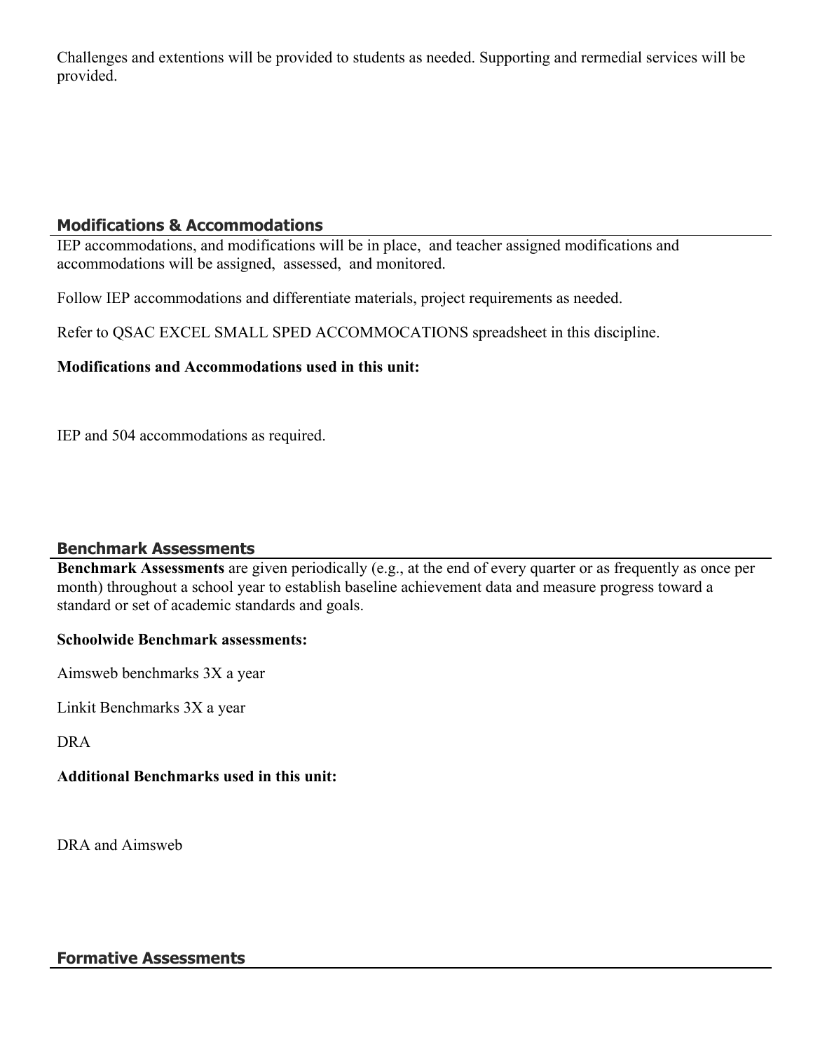Challenges and extentions will be provided to students as needed. Supporting and rermedial services will be provided.

## Modifications & Accommodations

IEP accommodations, and modifications will be in place, and teacher assigned modifications and accommodations will be assigned, assessed, and monitored.

Follow IEP accommodations and differentiate materials, project requirements as needed.

Refer to QSAC EXCEL SMALL SPED ACCOMMOCATIONS spreadsheet in this discipline.

**Modifications and Accommodations used in this unit:**

IEP and 504 accommodations as required.

## Benchmark Assessments

**Benchmark Assessments** are given periodically (e.g., at the end of every quarter or as frequently as once per month) throughout a school year to establish baseline achievement data and measure progress toward a standard or set of academic standards and goals.

**Schoolwide Benchmark assessments:**

Aimsweb benchmarks 3X a year

Linkit Benchmarks 3X a year

DRA

**Additional Benchmarks used in this unit:**

DRA and Aimsweb

## Formative Assessments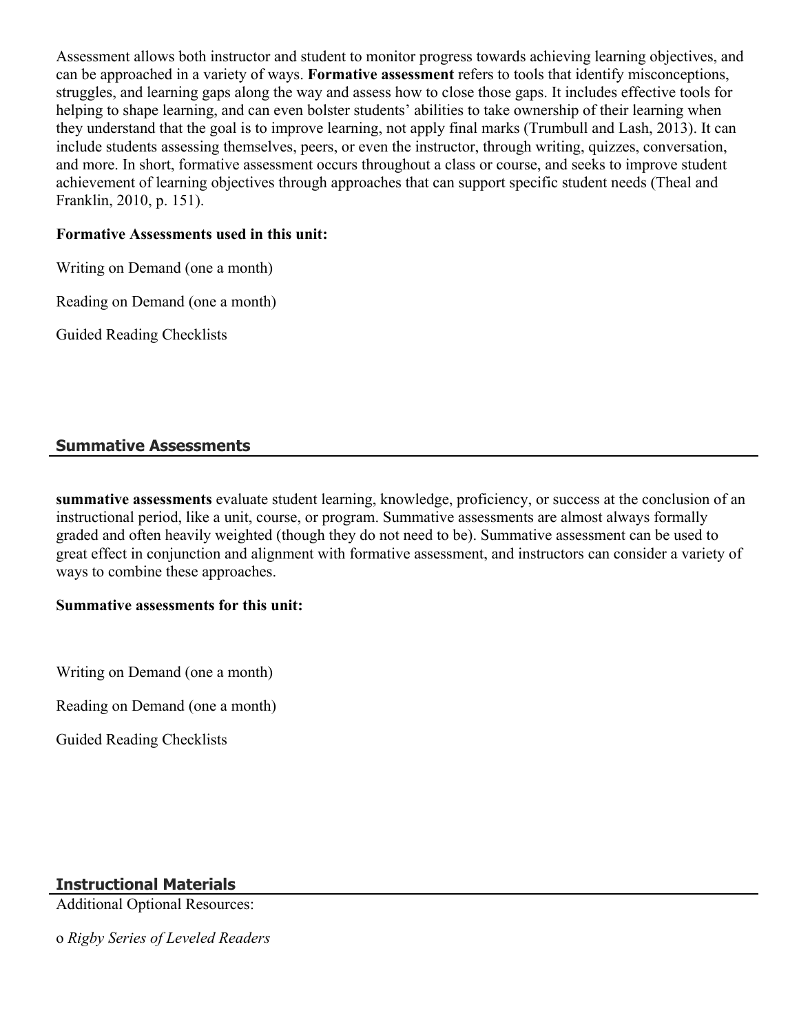Assessment allows both instructor and student to monitor progress towards achieving learning objectives, and can be approached in a variety of ways. **Formative assessment** refers to tools that identify misconceptions, struggles, and learning gaps along the way and assess how to close those gaps. It includes effective tools for helping to shape learning, and can even bolster students' abilities to take ownership of their learning when they understand that the goal is to improve learning, not apply final marks (Trumbull and Lash, 2013). It can include students assessing themselves, peers, or even the instructor, through writing, quizzes, conversation, and more. In short, formative assessment occurs throughout a class or course, and seeks to improve student achievement of learning objectives through approaches that can support specific student needs (Theal and Franklin, 2010, p. 151).

**Formative Assessments used in this unit:**

Writing on Demand (one a month)

Reading on Demand (one a month)

Guided Reading Checklists

## Summative Assessments

**summative assessments** evaluate student learning, knowledge, proficiency, or success at the conclusion of an instructional period, like a unit, course, or program. Summative assessments are almost always formally graded and often heavily weighted (though they do not need to be). Summative assessment can be used to great effect in conjunction and alignment with formative assessment, and instructors can consider a variety of ways to combine these approaches.

**Summative assessments for this unit:**

Writing on Demand (one a month)

Reading on Demand (one a month)

Guided Reading Checklists

## Instructional Materials

Additional Optional Resources:

o *Rigby Series of Leveled Readers*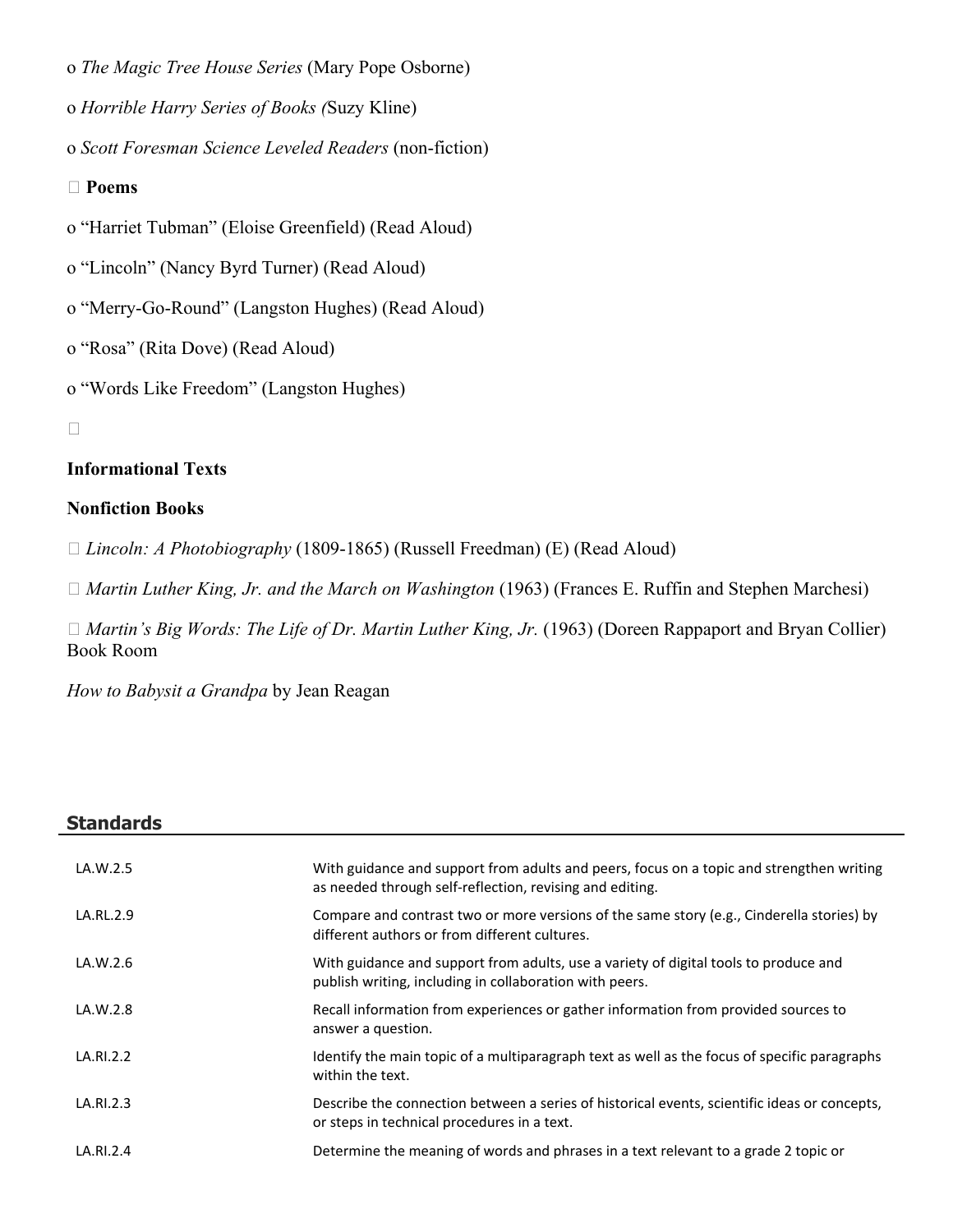o *The Magic Tree House Series* (Mary Pope Osborne)

o *Horrible Harry Series of Books (*Suzy Kline)

o *Scott Foresman Science Leveled Readers* (non-fiction)

 **Poems**

o “Harriet Tubman” (Eloise Greenfield) (Read Aloud)

o “Lincoln” (Nancy Byrd Turner) (Read Aloud)

o “Merry-Go-Round” (Langston Hughes) (Read Aloud)

o “Rosa” (Rita Dove) (Read Aloud)

o “Words Like Freedom” (Langston Hughes)



**Informational Texts**

**Nonfiction Books**

 *Lincoln: A Photobiography* (1809-1865) (Russell Freedman) (E) (Read Aloud)

 *Martin Luther King, Jr. and the March on Washington* (1963) (Frances E. Ruffin and Stephen Marchesi)

 *Martin's Big Words: The Life of Dr. Martin Luther King, Jr.* (1963) (Doreen Rappaport and Bryan Collier) Book Room

*How to Babysit a Grandpa* by Jean Reagan

## Standards

| | |
|---|---|
| LA.W.2.5 | With guidance and support from adults and peers, focus on a topic and strengthen writing as needed through self-reflection, revising and editing. |
| LA.RL.2.9 | Compare and contrast two or more versions of the same story (e.g., Cinderella stories) by different authors or from different cultures. |
| LA.W.2.6 | With guidance and support from adults, use a variety of digital tools to produce and publish writing, including in collaboration with peers. |
| LA.W.2.8 | Recall information from experiences or gather information from provided sources to answer a question. |
| LA.RI.2.2 | Identify the main topic of a multiparagraph text as well as the focus of specific paragraphs within the text. |
| LA.RI.2.3 | Describe the connection between a series of historical events, scientific ideas or concepts, or steps in technical procedures in a text. |
| LA.RI.2.4 | Determine the meaning of words and phrases in a text relevant to a grade 2 topic or |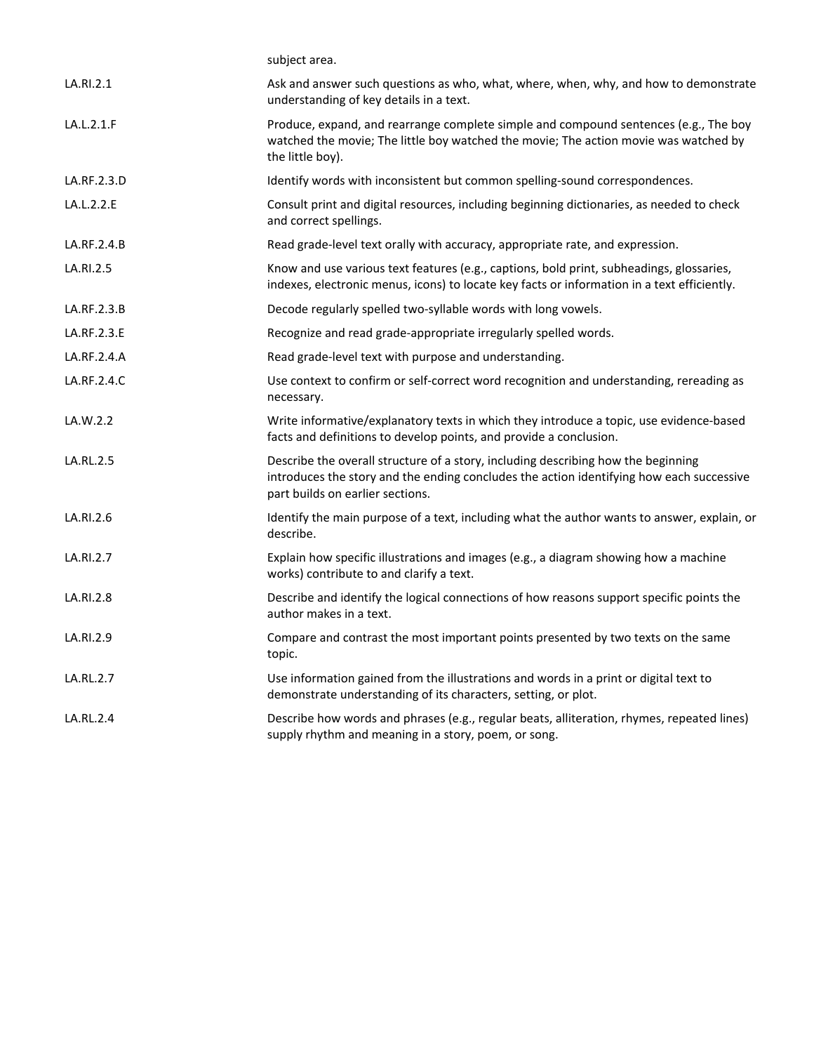| | |
|---|---|
| | subject area. |
| LA.RI.2.1 | Ask and answer such questions as who, what, where, when, why, and how to demonstrate understanding of key details in a text. |
| LA.L.2.1.F | Produce, expand, and rearrange complete simple and compound sentences (e.g., The boy watched the movie; The little boy watched the movie; The action movie was watched by the little boy). |
| LA.RF.2.3.D | Identify words with inconsistent but common spelling-sound correspondences. |
| LA.L.2.2.E | Consult print and digital resources, including beginning dictionaries, as needed to check and correct spellings. |
| LA.RF.2.4.B | Read grade-level text orally with accuracy, appropriate rate, and expression. |
| LA.RI.2.5 | Know and use various text features (e.g., captions, bold print, subheadings, glossaries, indexes, electronic menus, icons) to locate key facts or information in a text efficiently. |
| LA.RF.2.3.B | Decode regularly spelled two-syllable words with long vowels. |
| LA.RF.2.3.E | Recognize and read grade-appropriate irregularly spelled words. |
| LA.RF.2.4.A | Read grade-level text with purpose and understanding. |
| LA.RF.2.4.C | Use context to confirm or self-correct word recognition and understanding, rereading as necessary. |
| LA.W.2.2 | Write informative/explanatory texts in which they introduce a topic, use evidence-based facts and definitions to develop points, and provide a conclusion. |
| LA.RL.2.5 | Describe the overall structure of a story, including describing how the beginning introduces the story and the ending concludes the action identifying how each successive part builds on earlier sections. |
| LA.RI.2.6 | Identify the main purpose of a text, including what the author wants to answer, explain, or describe. |
| LA.RI.2.7 | Explain how specific illustrations and images (e.g., a diagram showing how a machine works) contribute to and clarify a text. |
| LA.RI.2.8 | Describe and identify the logical connections of how reasons support specific points the author makes in a text. |
| LA.RI.2.9 | Compare and contrast the most important points presented by two texts on the same topic. |
| LA.RL.2.7 | Use information gained from the illustrations and words in a print or digital text to demonstrate understanding of its characters, setting, or plot. |
| LA.RL.2.4 | Describe how words and phrases (e.g., regular beats, alliteration, rhymes, repeated lines) supply rhythm and meaning in a story, poem, or song. |